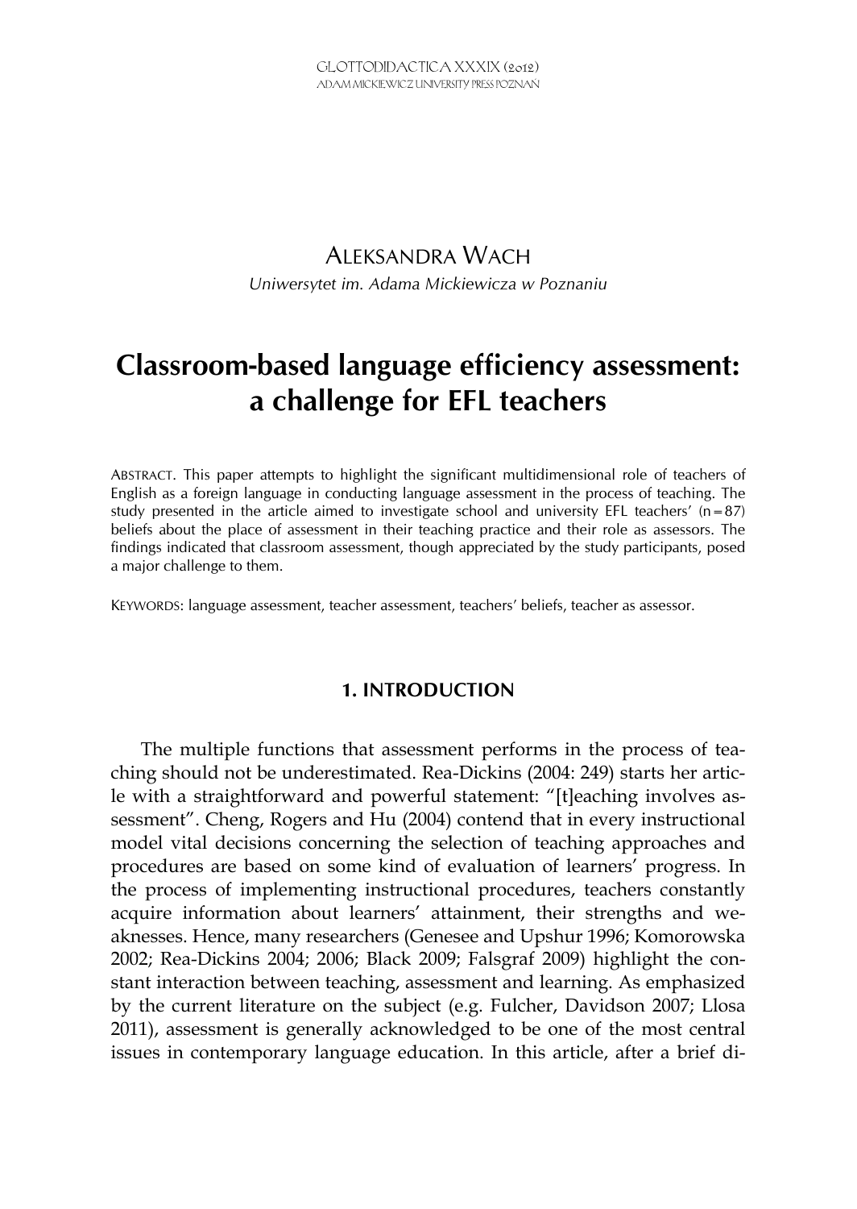ALEKSANDRA WACH

*Uniwersytet im. Adama Mickiewicza w Poznaniu*

# Classroom-based language efficiency assessment: a challenge for EFL teachers

ABSTRACT. This paper attempts to highlight the significant multidimensional role of teachers of English as a foreign language in conducting language assessment in the process of teaching. The study presented in the article aimed to investigate school and university EFL teachers' (n = 87) beliefs about the place of assessment in their teaching practice and their role as assessors. The findings indicated that classroom assessment, though appreciated by the study participants, posed a major challenge to them.

KEYWORDS: language assessment, teacher assessment, teachers' beliefs, teacher as assessor.

## 1. INTRODUCTION

The multiple functions that assessment performs in the process of teaching should not be underestimated. Rea-Dickins (2004: 249) starts her article with a straightforward and powerful statement: "[t]eaching involves assessment". Cheng, Rogers and Hu (2004) contend that in every instructional model vital decisions concerning the selection of teaching approaches and procedures are based on some kind of evaluation of learners' progress. In the process of implementing instructional procedures, teachers constantly acquire information about learners' attainment, their strengths and weaknesses. Hence, many researchers (Genesee and Upshur 1996; Komorowska 2002; Rea-Dickins 2004; 2006; Black 2009; Falsgraf 2009) highlight the constant interaction between teaching, assessment and learning. As emphasized by the current literature on the subject (e.g. Fulcher, Davidson 2007; Llosa 2011), assessment is generally acknowledged to be one of the most central issues in contemporary language education. In this article, after a brief di-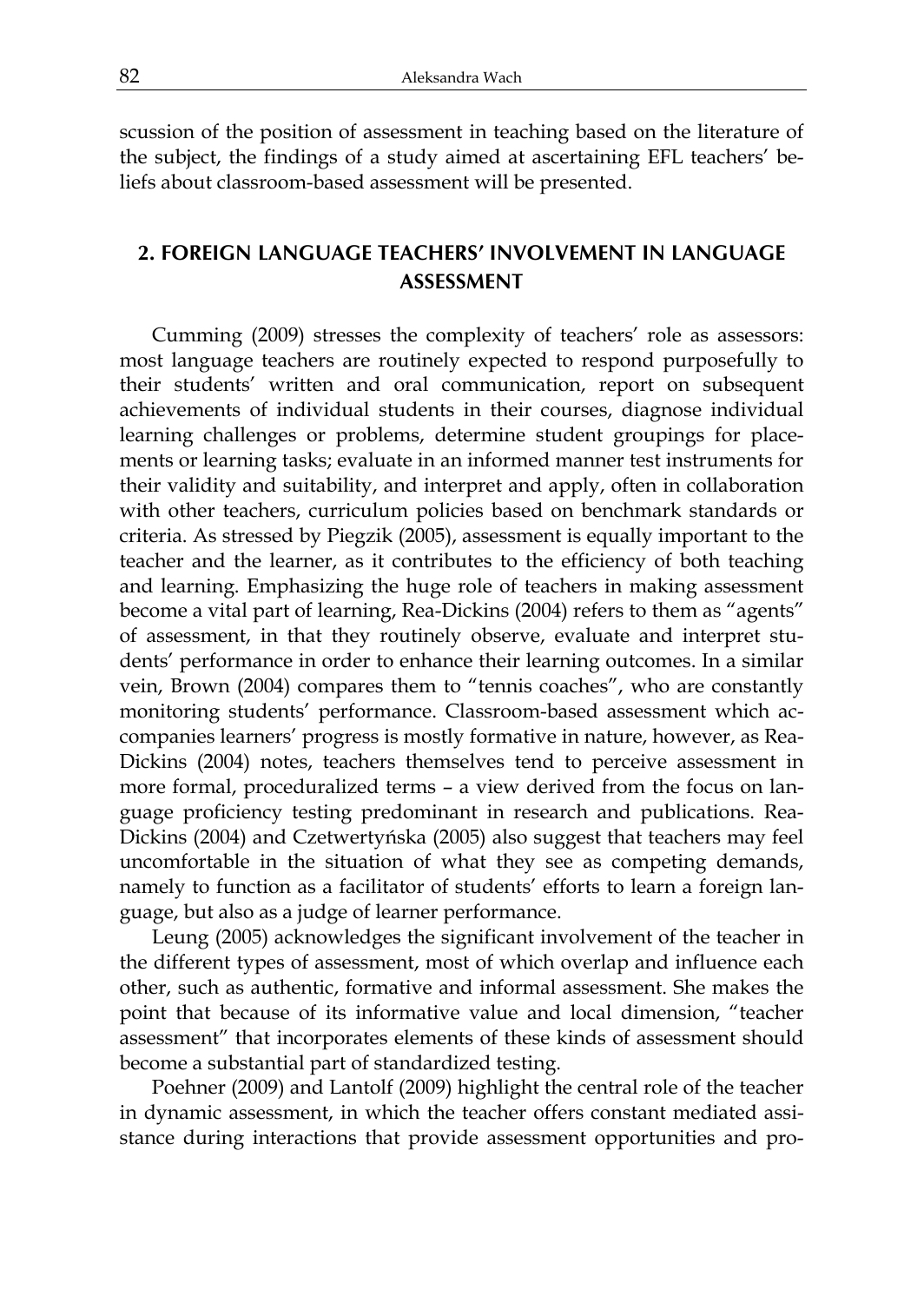scussion of the position of assessment in teaching based on the literature of the subject, the findings of a study aimed at ascertaining EFL teachers' beliefs about classroom-based assessment will be presented.

## 2. FOREIGN LANGUAGE TEACHERS' INVOLVEMENT IN LANGUAGE ASSESSMENT

Cumming (2009) stresses the complexity of teachers' role as assessors: most language teachers are routinely expected to respond purposefully to their students' written and oral communication, report on subsequent achievements of individual students in their courses, diagnose individual learning challenges or problems, determine student groupings for placements or learning tasks; evaluate in an informed manner test instruments for their validity and suitability, and interpret and apply, often in collaboration with other teachers, curriculum policies based on benchmark standards or criteria. As stressed by Piegzik (2005), assessment is equally important to the teacher and the learner, as it contributes to the efficiency of both teaching and learning. Emphasizing the huge role of teachers in making assessment become a vital part of learning, Rea-Dickins (2004) refers to them as "agents" of assessment, in that they routinely observe, evaluate and interpret students' performance in order to enhance their learning outcomes. In a similar vein, Brown (2004) compares them to "tennis coaches", who are constantly monitoring students' performance. Classroom-based assessment which accompanies learners' progress is mostly formative in nature, however, as Rea-Dickins (2004) notes, teachers themselves tend to perceive assessment in more formal, proceduralized terms – a view derived from the focus on language proficiency testing predominant in research and publications. Rea-Dickins (2004) and Czetwertyńska (2005) also suggest that teachers may feel uncomfortable in the situation of what they see as competing demands, namely to function as a facilitator of students' efforts to learn a foreign language, but also as a judge of learner performance.

Leung (2005) acknowledges the significant involvement of the teacher in the different types of assessment, most of which overlap and influence each other, such as authentic, formative and informal assessment. She makes the point that because of its informative value and local dimension, "teacher assessment" that incorporates elements of these kinds of assessment should become a substantial part of standardized testing.

Poehner (2009) and Lantolf (2009) highlight the central role of the teacher in dynamic assessment, in which the teacher offers constant mediated assistance during interactions that provide assessment opportunities and pro-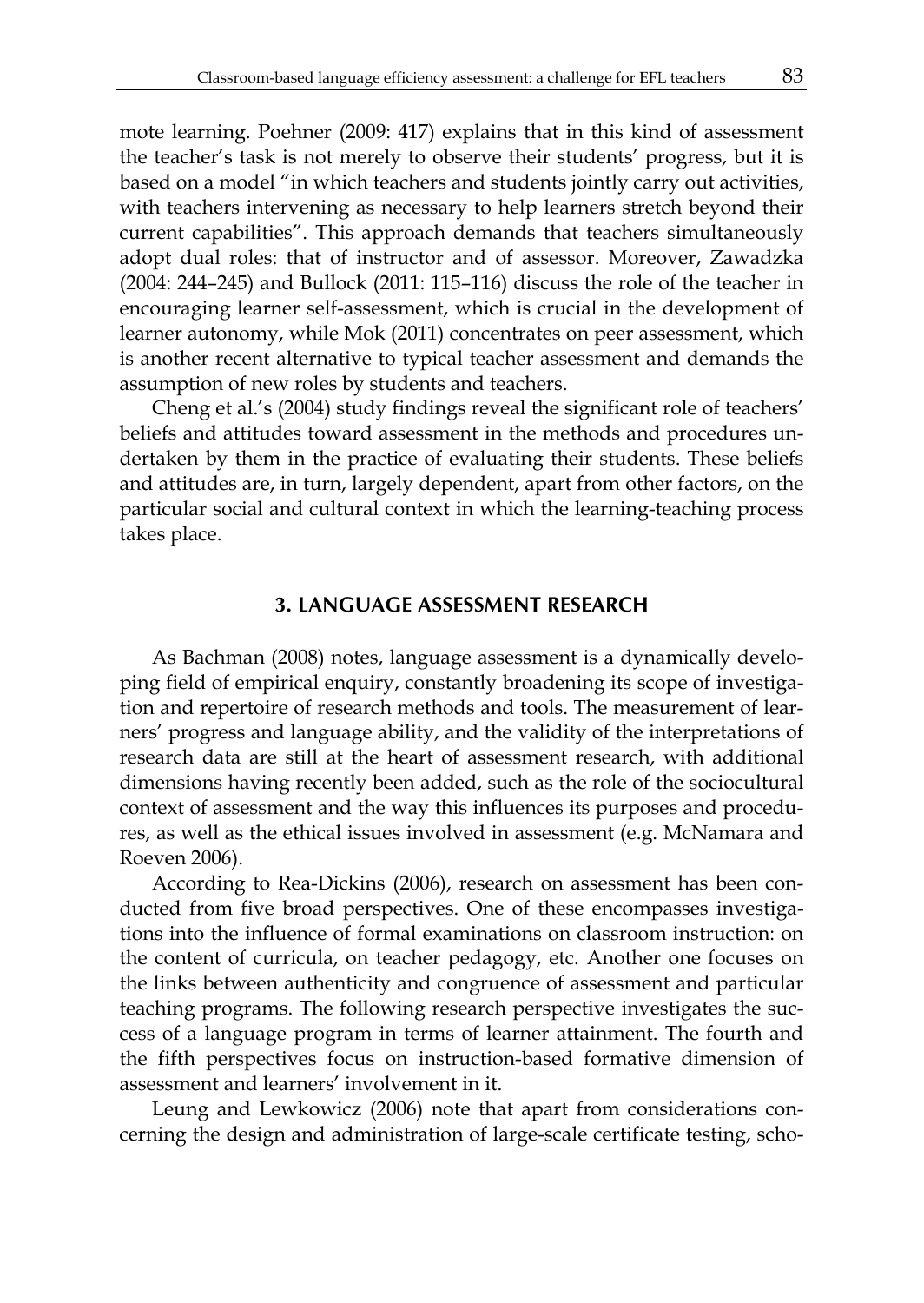mote learning. Poehner (2009: 417) explains that in this kind of assessment the teacher's task is not merely to observe their students' progress, but it is based on a model "in which teachers and students jointly carry out activities, with teachers intervening as necessary to help learners stretch beyond their current capabilities". This approach demands that teachers simultaneously adopt dual roles: that of instructor and of assessor. Moreover, Zawadzka (2004: 244–245) and Bullock (2011: 115–116) discuss the role of the teacher in encouraging learner self-assessment, which is crucial in the development of learner autonomy, while Mok (2011) concentrates on peer assessment, which is another recent alternative to typical teacher assessment and demands the assumption of new roles by students and teachers.

Cheng et al.'s (2004) study findings reveal the significant role of teachers' beliefs and attitudes toward assessment in the methods and procedures undertaken by them in the practice of evaluating their students. These beliefs and attitudes are, in turn, largely dependent, apart from other factors, on the particular social and cultural context in which the learning-teaching process takes place.

## 3. LANGUAGE ASSESSMENT RESEARCH

As Bachman (2008) notes, language assessment is a dynamically developing field of empirical enquiry, constantly broadening its scope of investigation and repertoire of research methods and tools. The measurement of learners' progress and language ability, and the validity of the interpretations of research data are still at the heart of assessment research, with additional dimensions having recently been added, such as the role of the sociocultural context of assessment and the way this influences its purposes and procedures, as well as the ethical issues involved in assessment (e.g. McNamara and Roeven 2006).

According to Rea-Dickins (2006), research on assessment has been conducted from five broad perspectives. One of these encompasses investigations into the influence of formal examinations on classroom instruction: on the content of curricula, on teacher pedagogy, etc. Another one focuses on the links between authenticity and congruence of assessment and particular teaching programs. The following research perspective investigates the success of a language program in terms of learner attainment. The fourth and the fifth perspectives focus on instruction-based formative dimension of assessment and learners' involvement in it.

Leung and Lewkowicz (2006) note that apart from considerations concerning the design and administration of large-scale certificate testing, scho-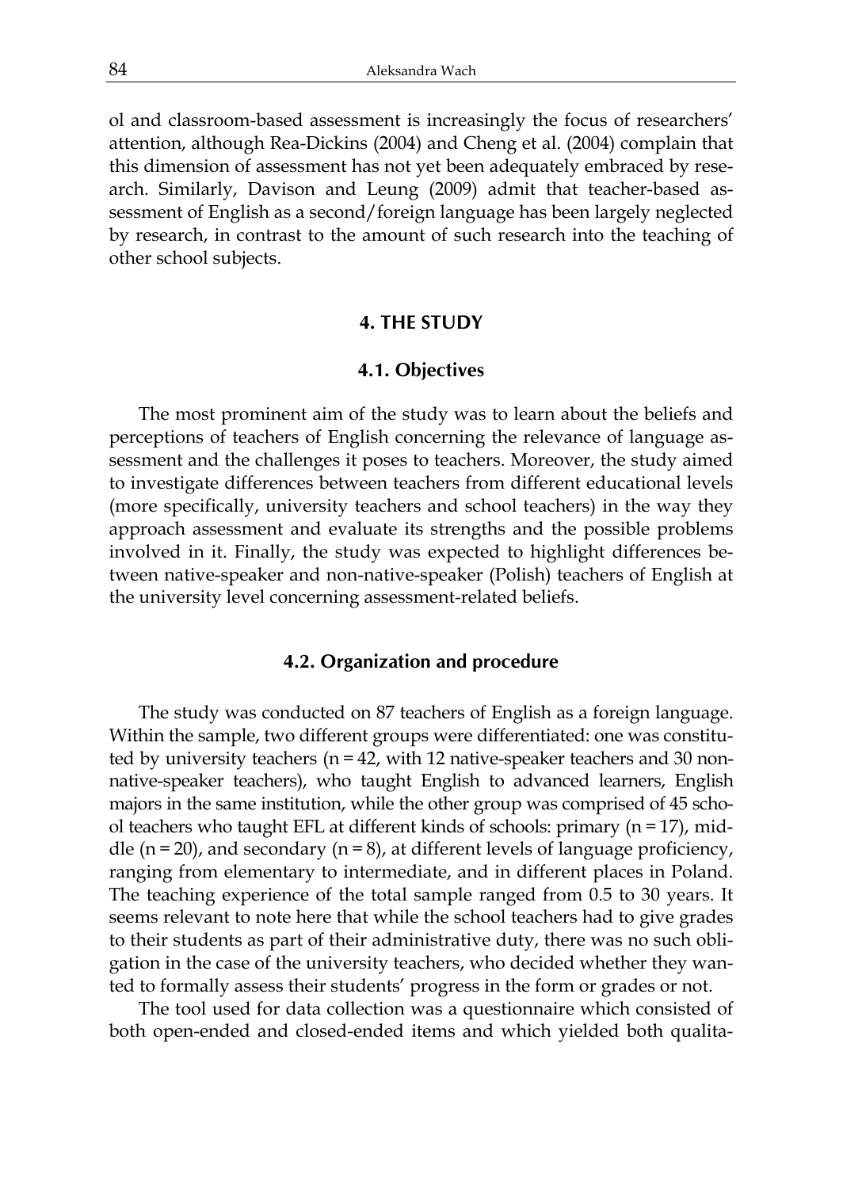ol and classroom-based assessment is increasingly the focus of researchers' attention, although Rea-Dickins (2004) and Cheng et al. (2004) complain that this dimension of assessment has not yet been adequately embraced by research. Similarly, Davison and Leung (2009) admit that teacher-based assessment of English as a second/foreign language has been largely neglected by research, in contrast to the amount of such research into the teaching of other school subjects.

## 4. THE STUDY

### 4.1. Objectives

The most prominent aim of the study was to learn about the beliefs and perceptions of teachers of English concerning the relevance of language assessment and the challenges it poses to teachers. Moreover, the study aimed to investigate differences between teachers from different educational levels (more specifically, university teachers and school teachers) in the way they approach assessment and evaluate its strengths and the possible problems involved in it. Finally, the study was expected to highlight differences between native-speaker and non-native-speaker (Polish) teachers of English at the university level concerning assessment-related beliefs.

### 4.2. Organization and procedure

The study was conducted on 87 teachers of English as a foreign language. Within the sample, two different groups were differentiated: one was constituted by university teachers (n = 42, with 12 native-speaker teachers and 30 non-native-speaker teachers), who taught English to advanced learners, English majors in the same institution, while the other group was comprised of 45 school teachers who taught EFL at different kinds of schools: primary (n = 17), middle (n = 20), and secondary (n = 8), at different levels of language proficiency, ranging from elementary to intermediate, and in different places in Poland. The teaching experience of the total sample ranged from 0.5 to 30 years. It seems relevant to note here that while the school teachers had to give grades to their students as part of their administrative duty, there was no such obligation in the case of the university teachers, who decided whether they wanted to formally assess their students' progress in the form or grades or not.

The tool used for data collection was a questionnaire which consisted of both open-ended and closed-ended items and which yielded both qualita-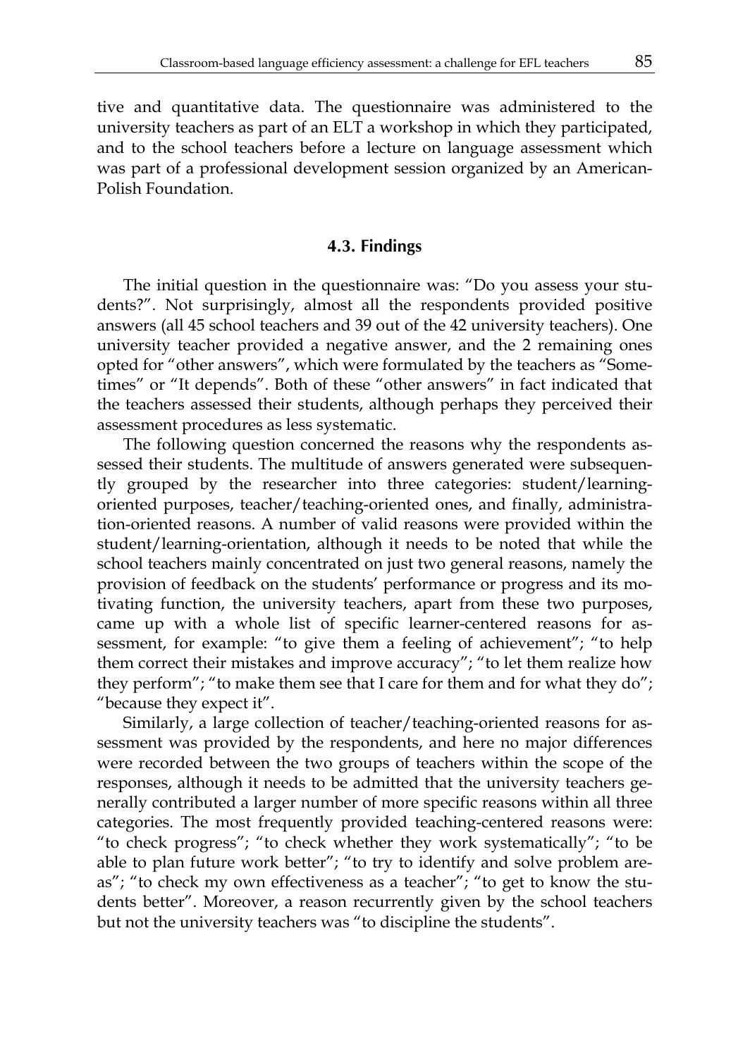tive and quantitative data. The questionnaire was administered to the university teachers as part of an ELT a workshop in which they participated, and to the school teachers before a lecture on language assessment which was part of a professional development session organized by an American-Polish Foundation.

### 4.3. Findings

The initial question in the questionnaire was: "Do you assess your students?". Not surprisingly, almost all the respondents provided positive answers (all 45 school teachers and 39 out of the 42 university teachers). One university teacher provided a negative answer, and the 2 remaining ones opted for "other answers", which were formulated by the teachers as "Sometimes" or "It depends". Both of these "other answers" in fact indicated that the teachers assessed their students, although perhaps they perceived their assessment procedures as less systematic.

The following question concerned the reasons why the respondents assessed their students. The multitude of answers generated were subsequently grouped by the researcher into three categories: student/learning-oriented purposes, teacher/teaching-oriented ones, and finally, administration-oriented reasons. A number of valid reasons were provided within the student/learning-orientation, although it needs to be noted that while the school teachers mainly concentrated on just two general reasons, namely the provision of feedback on the students' performance or progress and its motivating function, the university teachers, apart from these two purposes, came up with a whole list of specific learner-centered reasons for assessment, for example: "to give them a feeling of achievement"; "to help them correct their mistakes and improve accuracy"; "to let them realize how they perform"; "to make them see that I care for them and for what they do"; "because they expect it".

Similarly, a large collection of teacher/teaching-oriented reasons for assessment was provided by the respondents, and here no major differences were recorded between the two groups of teachers within the scope of the responses, although it needs to be admitted that the university teachers generally contributed a larger number of more specific reasons within all three categories. The most frequently provided teaching-centered reasons were: "to check progress"; "to check whether they work systematically"; "to be able to plan future work better"; "to try to identify and solve problem areas"; "to check my own effectiveness as a teacher"; "to get to know the students better". Moreover, a reason recurrently given by the school teachers but not the university teachers was "to discipline the students".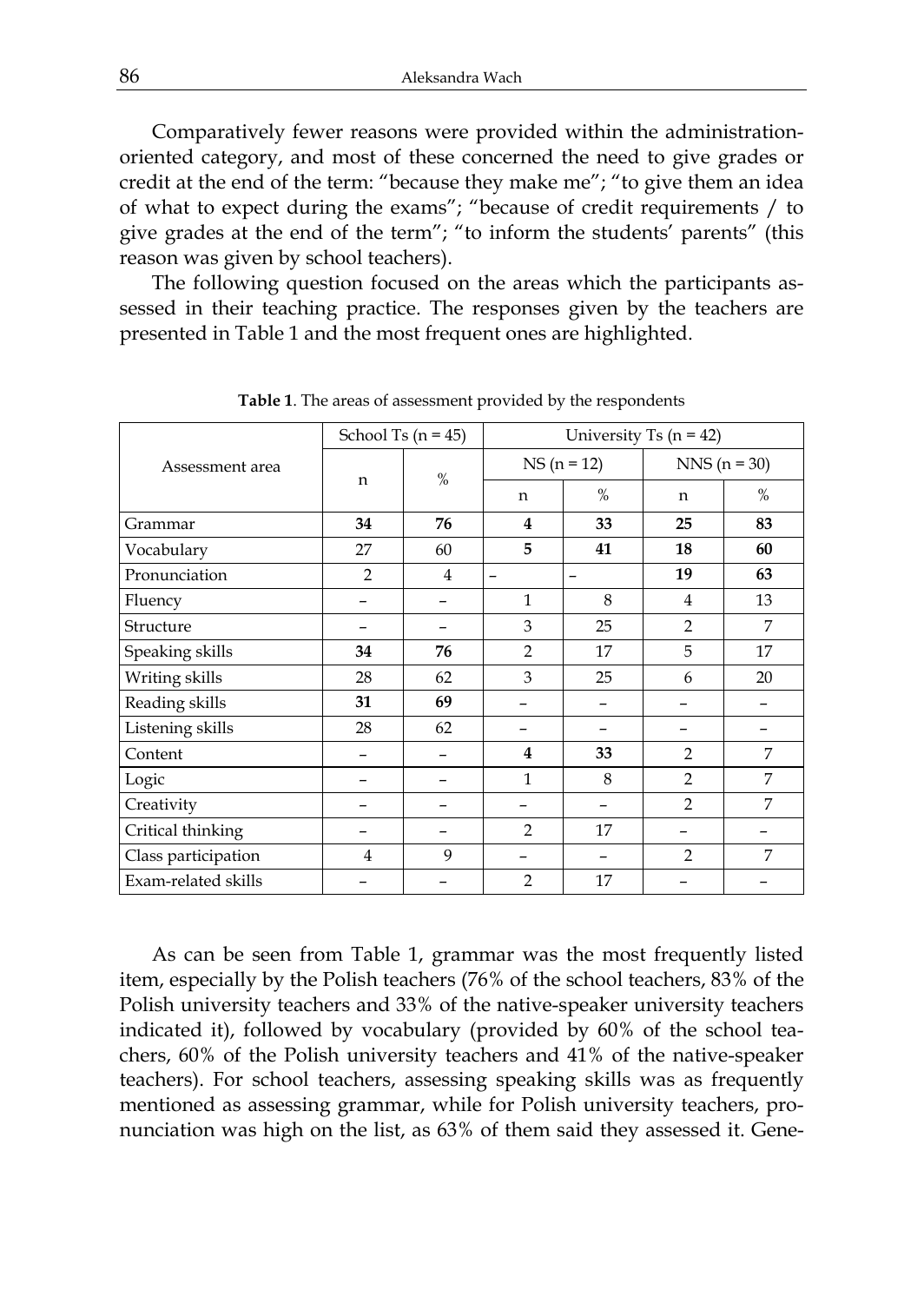Comparatively fewer reasons were provided within the administration-oriented category, and most of these concerned the need to give grades or credit at the end of the term: "because they make me"; "to give them an idea of what to expect during the exams"; "because of credit requirements / to give grades at the end of the term"; "to inform the students' parents" (this reason was given by school teachers).

The following question focused on the areas which the participants assessed in their teaching practice. The responses given by the teachers are presented in Table 1 and the most frequent ones are highlighted.

**Table 1**. The areas of assessment provided by the respondents

| Assessment area | School Ts (n = 45) | | University Ts (n = 42) | | | |
|---|---|---|---|---|---|---|
| | | | NS (n = 12) | | NNS (n = 30) | |
| | n | % | n | % | n | % |
| Grammar | **34** | **76** | **4** | **33** | **25** | **83** |
| Vocabulary | 27 | 60 | **5** | **41** | **18** | **60** |
| Pronunciation | 2 | 4 | – | – | **19** | **63** |
| Fluency | – | – | 1 | 8 | 4 | 13 |
| Structure | – | – | 3 | 25 | 2 | 7 |
| Speaking skills | **34** | **76** | 2 | 17 | 5 | 17 |
| Writing skills | 28 | 62 | 3 | 25 | 6 | 20 |
| Reading skills | **31** | **69** | – | – | – | – |
| Listening skills | 28 | 62 | – | – | – | – |
| Content | – | – | **4** | **33** | 2 | 7 |
| Logic | – | – | 1 | 8 | 2 | 7 |
| Creativity | – | – | – | – | 2 | 7 |
| Critical thinking | – | – | 2 | 17 | – | – |
| Class participation | 4 | 9 | – | – | 2 | 7 |
| Exam-related skills | – | – | 2 | 17 | – | – |

As can be seen from Table 1, grammar was the most frequently listed item, especially by the Polish teachers (76% of the school teachers, 83% of the Polish university teachers and 33% of the native-speaker university teachers indicated it), followed by vocabulary (provided by 60% of the school teachers, 60% of the Polish university teachers and 41% of the native-speaker teachers). For school teachers, assessing speaking skills was as frequently mentioned as assessing grammar, while for Polish university teachers, pronunciation was high on the list, as 63% of them said they assessed it. Gene-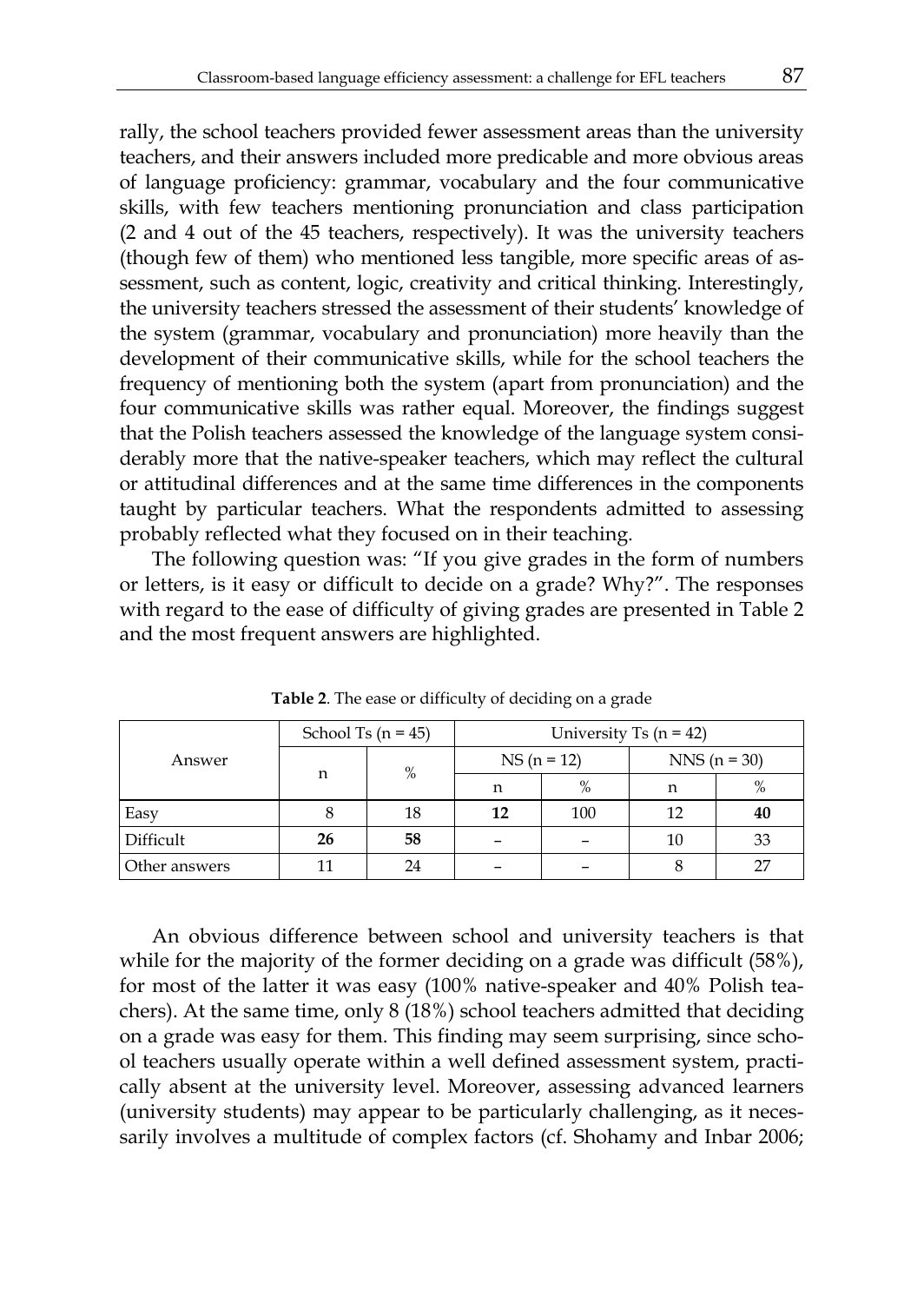rally, the school teachers provided fewer assessment areas than the university teachers, and their answers included more predicable and more obvious areas of language proficiency: grammar, vocabulary and the four communicative skills, with few teachers mentioning pronunciation and class participation (2 and 4 out of the 45 teachers, respectively). It was the university teachers (though few of them) who mentioned less tangible, more specific areas of assessment, such as content, logic, creativity and critical thinking. Interestingly, the university teachers stressed the assessment of their students' knowledge of the system (grammar, vocabulary and pronunciation) more heavily than the development of their communicative skills, while for the school teachers the frequency of mentioning both the system (apart from pronunciation) and the four communicative skills was rather equal. Moreover, the findings suggest that the Polish teachers assessed the knowledge of the language system considerably more that the native-speaker teachers, which may reflect the cultural or attitudinal differences and at the same time differences in the components taught by particular teachers. What the respondents admitted to assessing probably reflected what they focused on in their teaching.

The following question was: "If you give grades in the form of numbers or letters, is it easy or difficult to decide on a grade? Why?". The responses with regard to the ease of difficulty of giving grades are presented in Table 2 and the most frequent answers are highlighted.

**Table 2**. The ease or difficulty of deciding on a grade

| Answer | School Ts (n = 45) | | University Ts (n = 42) | | | |
|---|---|---|---|---|---|---|
| | n | % | NS (n = 12) | | NNS (n = 30) | |
| | | | n | % | n | % |
| Easy | 8 | 18 | **12** | 100 | 12 | **40** |
| Difficult | **26** | **58** | – | – | 10 | 33 |
| Other answers | 11 | 24 | – | – | 8 | 27 |

An obvious difference between school and university teachers is that while for the majority of the former deciding on a grade was difficult (58%), for most of the latter it was easy (100% native-speaker and 40% Polish teachers). At the same time, only 8 (18%) school teachers admitted that deciding on a grade was easy for them. This finding may seem surprising, since school teachers usually operate within a well defined assessment system, practically absent at the university level. Moreover, assessing advanced learners (university students) may appear to be particularly challenging, as it necessarily involves a multitude of complex factors (cf. Shohamy and Inbar 2006;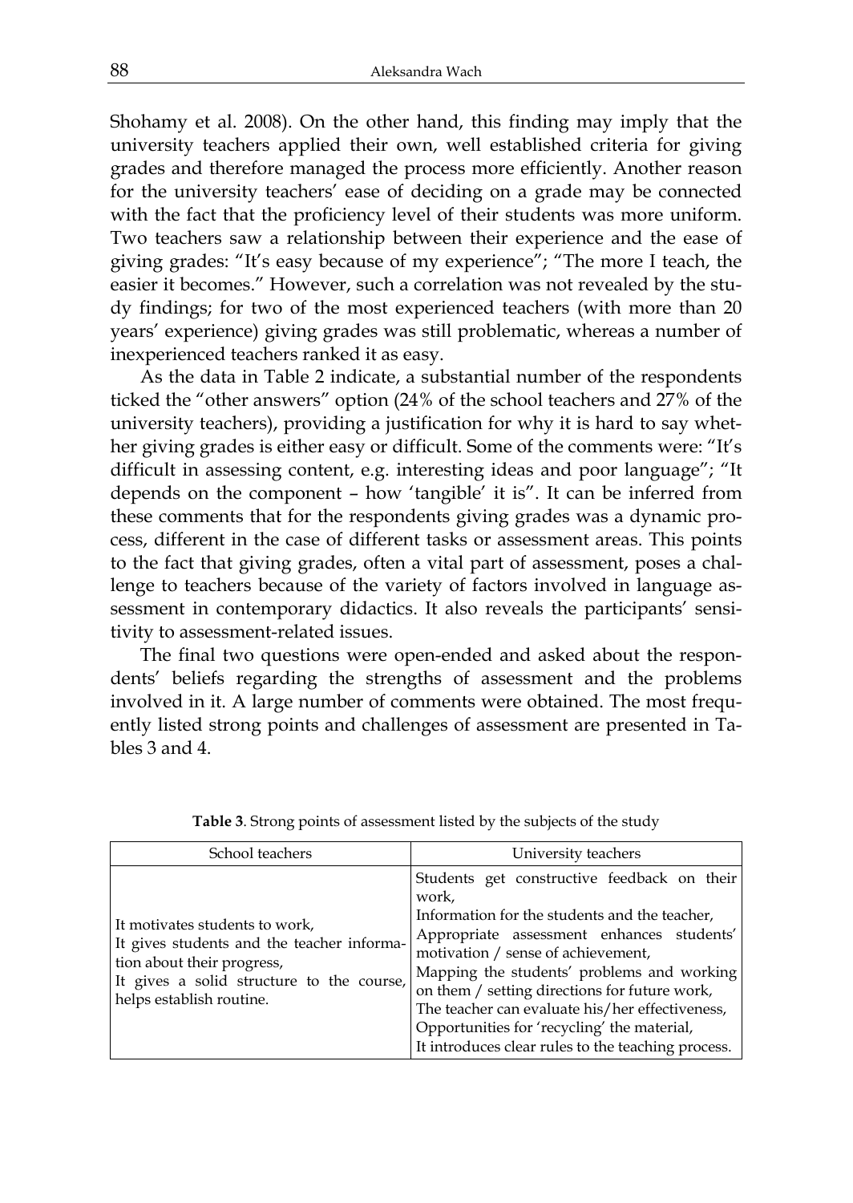Shohamy et al. 2008). On the other hand, this finding may imply that the university teachers applied their own, well established criteria for giving grades and therefore managed the process more efficiently. Another reason for the university teachers' ease of deciding on a grade may be connected with the fact that the proficiency level of their students was more uniform. Two teachers saw a relationship between their experience and the ease of giving grades: "It's easy because of my experience"; "The more I teach, the easier it becomes." However, such a correlation was not revealed by the study findings; for two of the most experienced teachers (with more than 20 years' experience) giving grades was still problematic, whereas a number of inexperienced teachers ranked it as easy.

As the data in Table 2 indicate, a substantial number of the respondents ticked the "other answers" option (24% of the school teachers and 27% of the university teachers), providing a justification for why it is hard to say whether giving grades is either easy or difficult. Some of the comments were: "It's difficult in assessing content, e.g. interesting ideas and poor language"; "It depends on the component – how 'tangible' it is". It can be inferred from these comments that for the respondents giving grades was a dynamic process, different in the case of different tasks or assessment areas. This points to the fact that giving grades, often a vital part of assessment, poses a challenge to teachers because of the variety of factors involved in language assessment in contemporary didactics. It also reveals the participants' sensitivity to assessment-related issues.

The final two questions were open-ended and asked about the respondents' beliefs regarding the strengths of assessment and the problems involved in it. A large number of comments were obtained. The most frequently listed strong points and challenges of assessment are presented in Tables 3 and 4.

**Table 3**. Strong points of assessment listed by the subjects of the study

| School teachers | University teachers |
|---|---|
| It motivates students to work,<br>It gives students and the teacher information about their progress,<br>It gives a solid structure to the course, helps establish routine. | Students get constructive feedback on their work,<br>Information for the students and the teacher,<br>Appropriate assessment enhances students' motivation / sense of achievement,<br>Mapping the students' problems and working on them / setting directions for future work,<br>The teacher can evaluate his/her effectiveness,<br>Opportunities for 'recycling' the material,<br>It introduces clear rules to the teaching process. |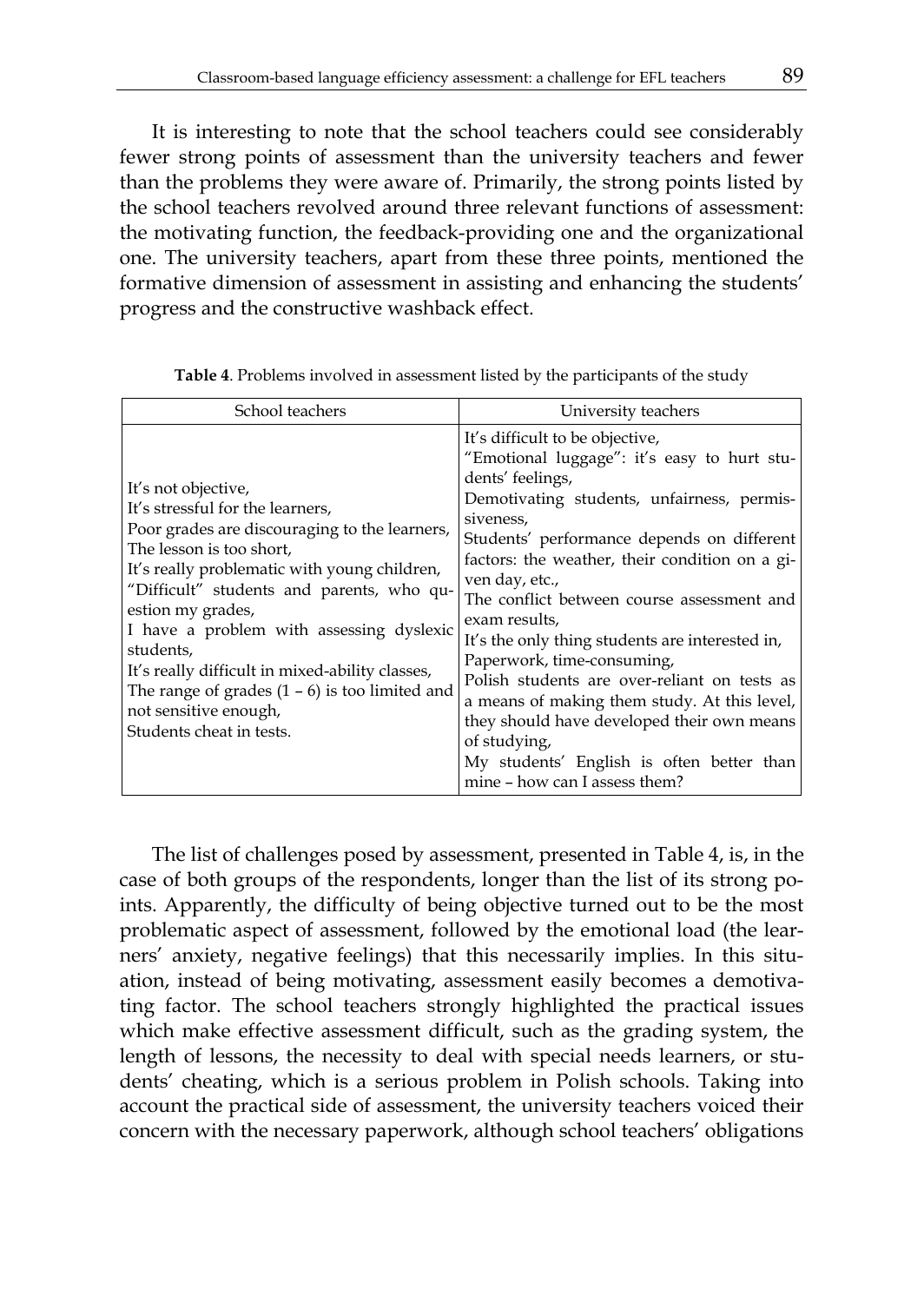It is interesting to note that the school teachers could see considerably fewer strong points of assessment than the university teachers and fewer than the problems they were aware of. Primarily, the strong points listed by the school teachers revolved around three relevant functions of assessment: the motivating function, the feedback-providing one and the organizational one. The university teachers, apart from these three points, mentioned the formative dimension of assessment in assisting and enhancing the students' progress and the constructive washback effect.

**Table 4**. Problems involved in assessment listed by the participants of the study

| School teachers | University teachers |
|---|---|
| It's not objective,<br>It's stressful for the learners,<br>Poor grades are discouraging to the learners,<br>The lesson is too short,<br>It's really problematic with young children,<br>"Difficult" students and parents, who question my grades,<br>I have a problem with assessing dyslexic students,<br>It's really difficult in mixed-ability classes,<br>The range of grades (1 – 6) is too limited and not sensitive enough,<br>Students cheat in tests. | It's difficult to be objective,<br>"Emotional luggage": it's easy to hurt students' feelings,<br>Demotivating students, unfairness, permissiveness,<br>Students' performance depends on different factors: the weather, their condition on a given day, etc.,<br>The conflict between course assessment and exam results,<br>It's the only thing students are interested in,<br>Paperwork, time-consuming,<br>Polish students are over-reliant on tests as a means of making them study. At this level, they should have developed their own means of studying,<br>My students' English is often better than mine – how can I assess them? |

The list of challenges posed by assessment, presented in Table 4, is, in the case of both groups of the respondents, longer than the list of its strong points. Apparently, the difficulty of being objective turned out to be the most problematic aspect of assessment, followed by the emotional load (the learners' anxiety, negative feelings) that this necessarily implies. In this situation, instead of being motivating, assessment easily becomes a demotivating factor. The school teachers strongly highlighted the practical issues which make effective assessment difficult, such as the grading system, the length of lessons, the necessity to deal with special needs learners, or students' cheating, which is a serious problem in Polish schools. Taking into account the practical side of assessment, the university teachers voiced their concern with the necessary paperwork, although school teachers' obligations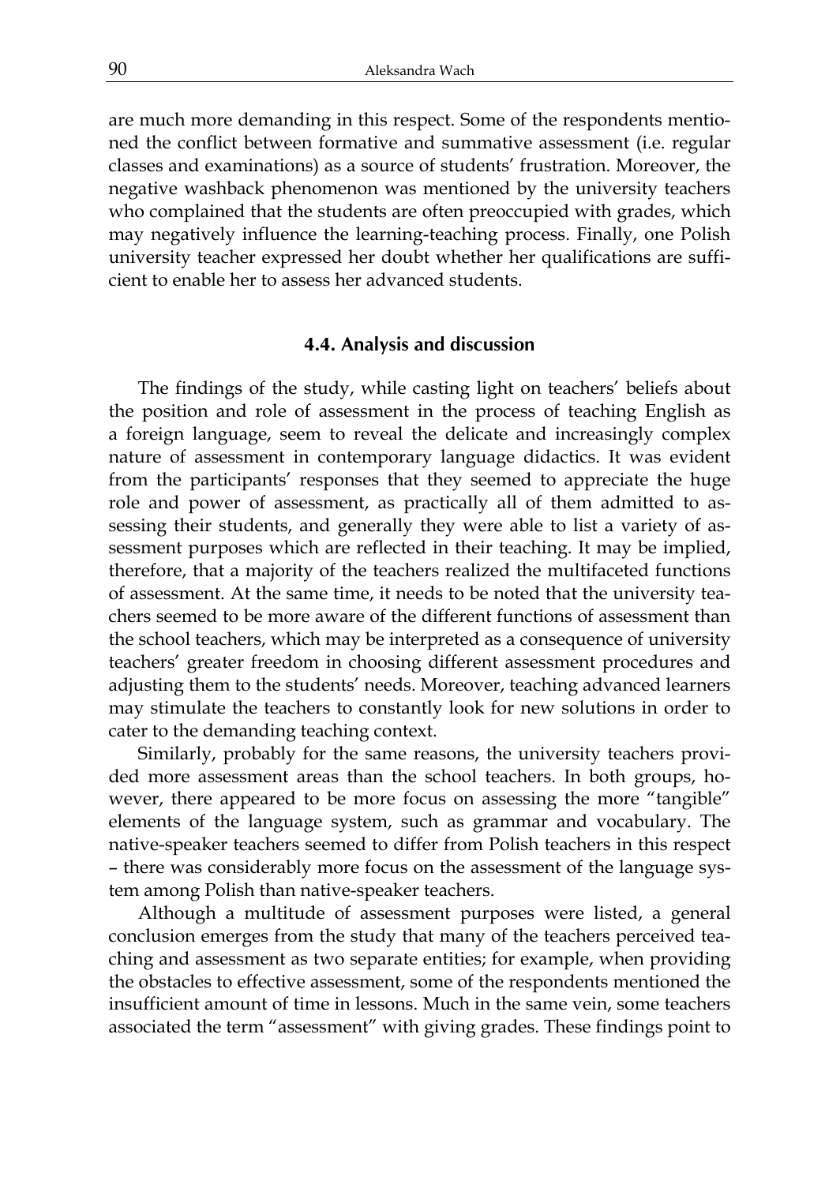are much more demanding in this respect. Some of the respondents mentioned the conflict between formative and summative assessment (i.e. regular classes and examinations) as a source of students' frustration. Moreover, the negative washback phenomenon was mentioned by the university teachers who complained that the students are often preoccupied with grades, which may negatively influence the learning-teaching process. Finally, one Polish university teacher expressed her doubt whether her qualifications are sufficient to enable her to assess her advanced students.

### 4.4. Analysis and discussion

The findings of the study, while casting light on teachers' beliefs about the position and role of assessment in the process of teaching English as a foreign language, seem to reveal the delicate and increasingly complex nature of assessment in contemporary language didactics. It was evident from the participants' responses that they seemed to appreciate the huge role and power of assessment, as practically all of them admitted to assessing their students, and generally they were able to list a variety of assessment purposes which are reflected in their teaching. It may be implied, therefore, that a majority of the teachers realized the multifaceted functions of assessment. At the same time, it needs to be noted that the university teachers seemed to be more aware of the different functions of assessment than the school teachers, which may be interpreted as a consequence of university teachers' greater freedom in choosing different assessment procedures and adjusting them to the students' needs. Moreover, teaching advanced learners may stimulate the teachers to constantly look for new solutions in order to cater to the demanding teaching context.

Similarly, probably for the same reasons, the university teachers provided more assessment areas than the school teachers. In both groups, however, there appeared to be more focus on assessing the more "tangible" elements of the language system, such as grammar and vocabulary. The native-speaker teachers seemed to differ from Polish teachers in this respect – there was considerably more focus on the assessment of the language system among Polish than native-speaker teachers.

Although a multitude of assessment purposes were listed, a general conclusion emerges from the study that many of the teachers perceived teaching and assessment as two separate entities; for example, when providing the obstacles to effective assessment, some of the respondents mentioned the insufficient amount of time in lessons. Much in the same vein, some teachers associated the term "assessment" with giving grades. These findings point to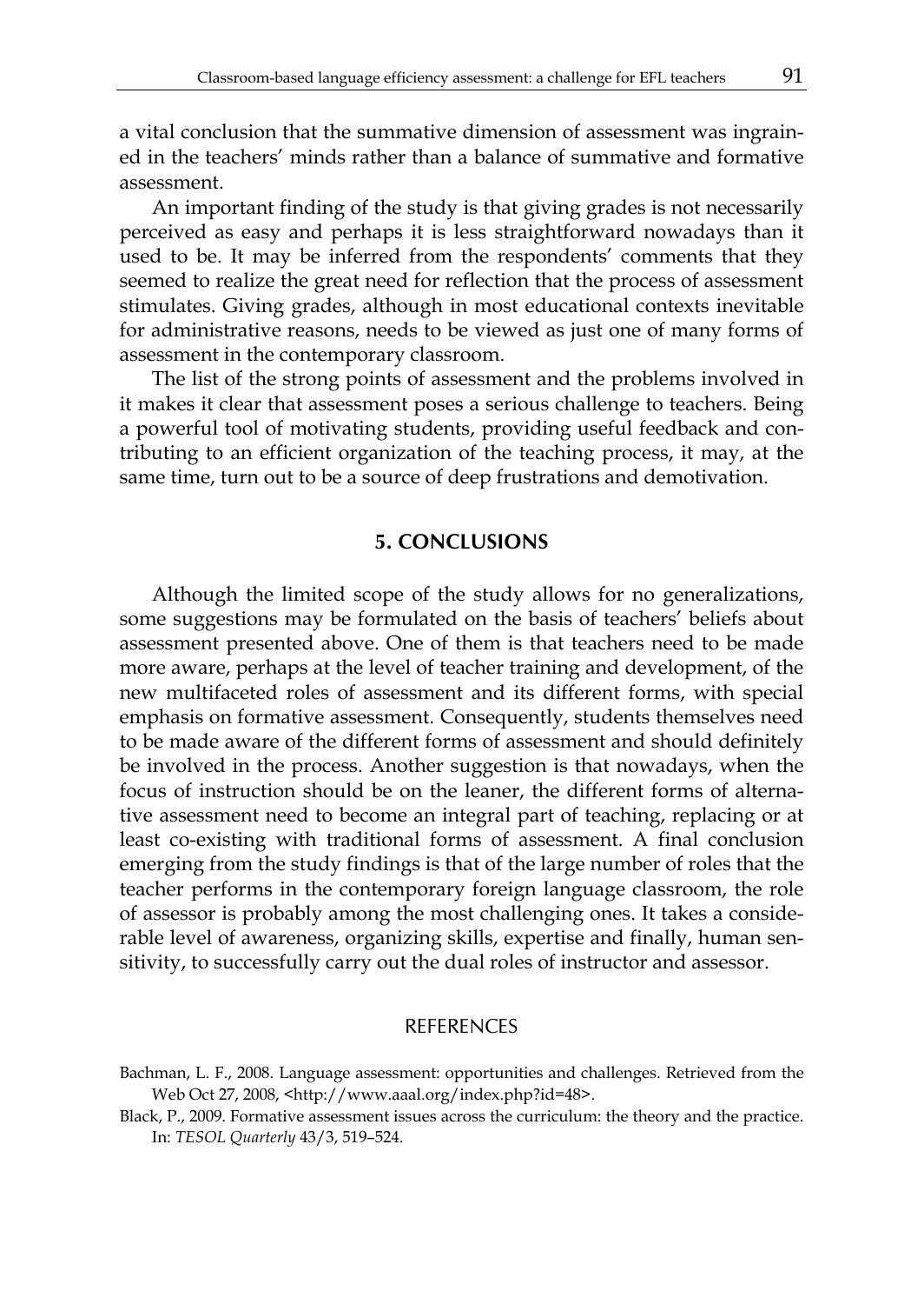a vital conclusion that the summative dimension of assessment was ingrained in the teachers' minds rather than a balance of summative and formative assessment.

An important finding of the study is that giving grades is not necessarily perceived as easy and perhaps it is less straightforward nowadays than it used to be. It may be inferred from the respondents' comments that they seemed to realize the great need for reflection that the process of assessment stimulates. Giving grades, although in most educational contexts inevitable for administrative reasons, needs to be viewed as just one of many forms of assessment in the contemporary classroom.

The list of the strong points of assessment and the problems involved in it makes it clear that assessment poses a serious challenge to teachers. Being a powerful tool of motivating students, providing useful feedback and contributing to an efficient organization of the teaching process, it may, at the same time, turn out to be a source of deep frustrations and demotivation.

## 5. CONCLUSIONS

Although the limited scope of the study allows for no generalizations, some suggestions may be formulated on the basis of teachers' beliefs about assessment presented above. One of them is that teachers need to be made more aware, perhaps at the level of teacher training and development, of the new multifaceted roles of assessment and its different forms, with special emphasis on formative assessment. Consequently, students themselves need to be made aware of the different forms of assessment and should definitely be involved in the process. Another suggestion is that nowadays, when the focus of instruction should be on the leaner, the different forms of alternative assessment need to become an integral part of teaching, replacing or at least co-existing with traditional forms of assessment. A final conclusion emerging from the study findings is that of the large number of roles that the teacher performs in the contemporary foreign language classroom, the role of assessor is probably among the most challenging ones. It takes a considerable level of awareness, organizing skills, expertise and finally, human sensitivity, to successfully carry out the dual roles of instructor and assessor.

## REFERENCES

Bachman, L. F., 2008. Language assessment: opportunities and challenges. Retrieved from the Web Oct 27, 2008, <http://www.aaal.org/index.php?id=48>.

Black, P., 2009. Formative assessment issues across the curriculum: the theory and the practice. In: *TESOL Quarterly* 43/3, 519–524.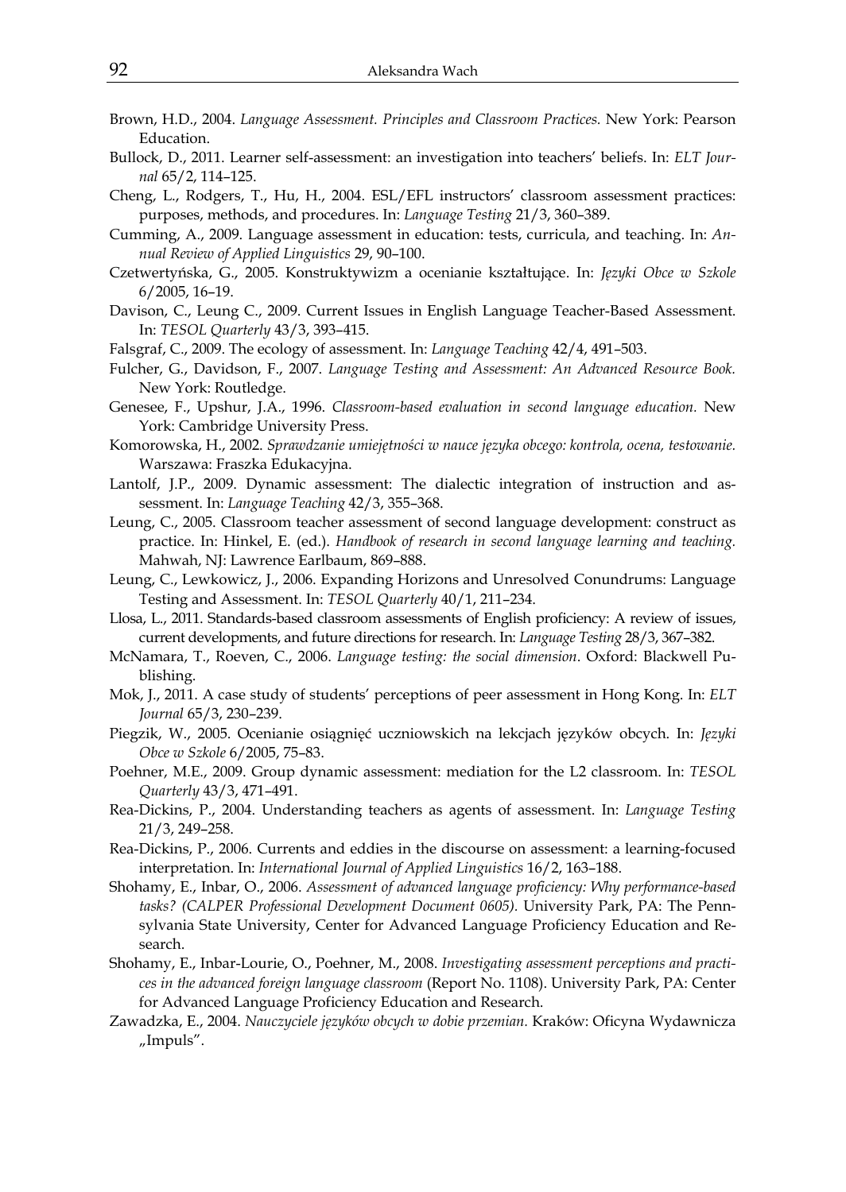Brown, H.D., 2004. *Language Assessment. Principles and Classroom Practices.* New York: Pearson Education.

Bullock, D., 2011. Learner self-assessment: an investigation into teachers' beliefs. In: *ELT Journal* 65/2, 114–125.

Cheng, L., Rodgers, T., Hu, H., 2004. ESL/EFL instructors' classroom assessment practices: purposes, methods, and procedures. In: *Language Testing* 21/3, 360–389.

Cumming, A., 2009. Language assessment in education: tests, curricula, and teaching. In: *Annual Review of Applied Linguistics* 29, 90–100.

Czetwertyńska, G., 2005. Konstruktywizm a ocenianie kształtujące. In: *Języki Obce w Szkole* 6/2005, 16–19.

Davison, C., Leung C., 2009. Current Issues in English Language Teacher-Based Assessment. In: *TESOL Quarterly* 43/3, 393–415.

Falsgraf, C., 2009. The ecology of assessment. In: *Language Teaching* 42/4, 491–503.

Fulcher, G., Davidson, F., 2007. *Language Testing and Assessment: An Advanced Resource Book.* New York: Routledge.

Genesee, F., Upshur, J.A., 1996. *Classroom-based evaluation in second language education*. New York: Cambridge University Press.

Komorowska, H., 2002. *Sprawdzanie umiejętności w nauce języka obcego: kontrola, ocena, testowanie.* Warszawa: Fraszka Edukacyjna.

Lantolf, J.P., 2009. Dynamic assessment: The dialectic integration of instruction and assessment. In: *Language Teaching* 42/3, 355–368.

Leung, C., 2005. Classroom teacher assessment of second language development: construct as practice. In: Hinkel, E. (ed.). *Handbook of research in second language learning and teaching.* Mahwah, NJ: Lawrence Earlbaum, 869–888.

Leung, C., Lewkowicz, J., 2006. Expanding Horizons and Unresolved Conundrums: Language Testing and Assessment. In: *TESOL Quarterly* 40/1, 211–234.

Llosa, L., 2011. Standards-based classroom assessments of English proficiency: A review of issues, current developments, and future directions for research. In: *Language Testing* 28/3, 367–382.

McNamara, T., Roeven, C., 2006. *Language testing: the social dimension*. Oxford: Blackwell Publishing.

Mok, J., 2011. A case study of students' perceptions of peer assessment in Hong Kong. In: *ELT Journal* 65/3, 230–239.

Piegzik, W., 2005. Ocenianie osiągnięć uczniowskich na lekcjach języków obcych. In: *Języki Obce w Szkole* 6/2005, 75–83.

Poehner, M.E., 2009. Group dynamic assessment: mediation for the L2 classroom. In: *TESOL Quarterly* 43/3, 471–491.

Rea-Dickins, P., 2004. Understanding teachers as agents of assessment. In: *Language Testing* 21/3, 249–258.

Rea-Dickins, P., 2006. Currents and eddies in the discourse on assessment: a learning-focused interpretation. In: *International Journal of Applied Linguistics* 16/2, 163–188.

Shohamy, E., Inbar, O., 2006. *Assessment of advanced language proficiency: Why performance-based tasks? (CALPER Professional Development Document 0605)*. University Park, PA: The Pennsylvania State University, Center for Advanced Language Proficiency Education and Research.

Shohamy, E., Inbar-Lourie, O., Poehner, M., 2008. *Investigating assessment perceptions and practices in the advanced foreign language classroom* (Report No. 1108). University Park, PA: Center for Advanced Language Proficiency Education and Research.

Zawadzka, E., 2004. *Nauczyciele języków obcych w dobie przemian.* Kraków: Oficyna Wydawnicza „Impuls".